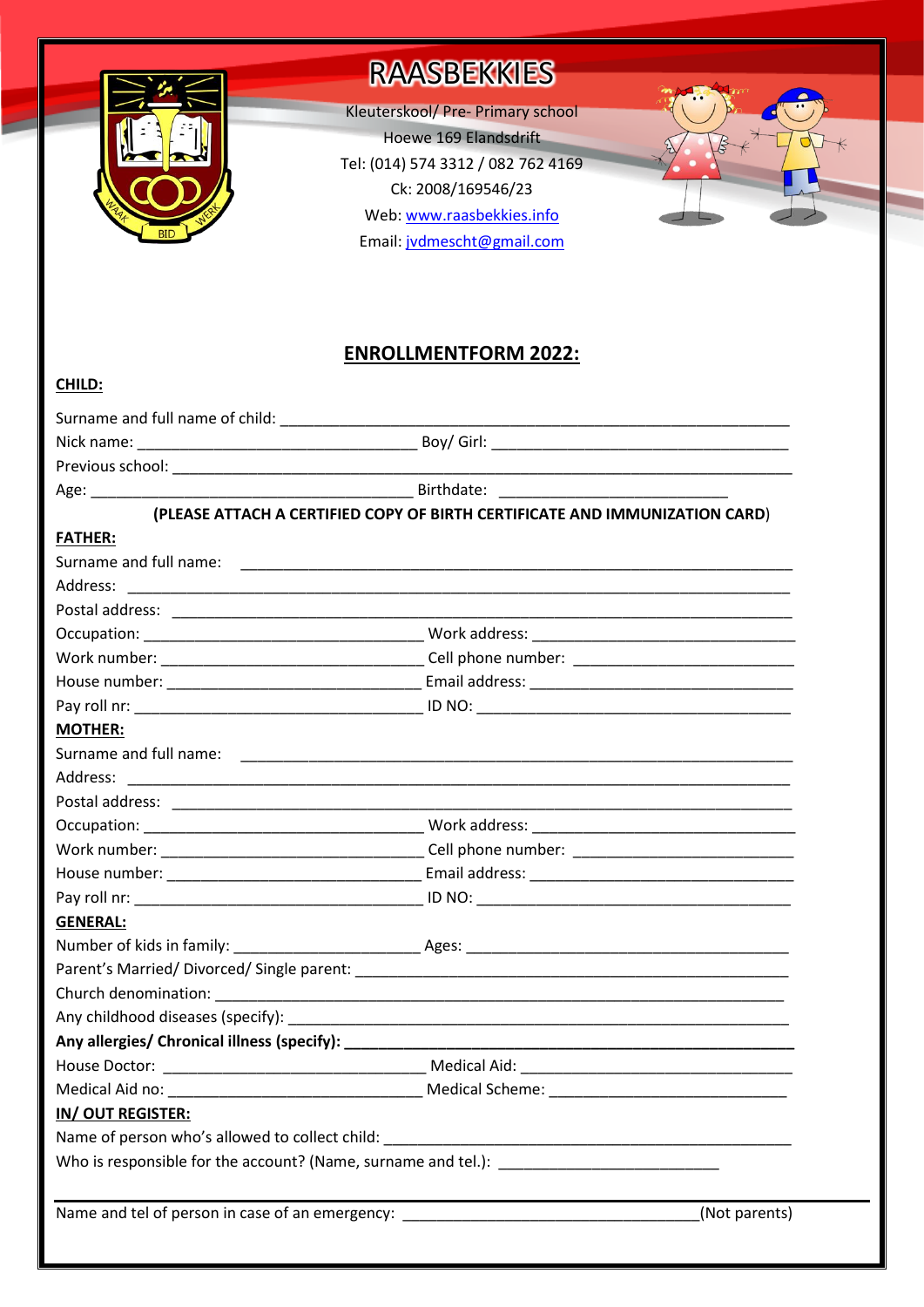# RAASBEKKIES

Kleuterskool/ Pre- Primary school
Hoewe 169 Elandsdrift
Tel: (014) 574 3312 / 082 762 4169
Ck: 2008/169546/23
Web: www.raasbekkies.info
Email: jvdmescht@gmail.com

## ENROLLMENTFORM 2022:

**CHILD:**

Surname and full name of child: ____________________________________________

Nick name: ______________________ Boy/ Girl: ______________________

Previous school: ____________________________________________

Age: ______________________ Birthdate: ______________________

**(PLEASE ATTACH A CERTIFIED COPY OF BIRTH CERTIFICATE AND IMMUNIZATION CARD)**

**FATHER:**

Surname and full name: ____________________________________________

Address: ____________________________________________

Postal address: ____________________________________________

Occupation: ______________________ Work address: ______________________

Work number: ______________________ Cell phone number: ______________________

House number: ______________________ Email address: ______________________

Pay roll nr: ______________________ ID NO: ______________________

**MOTHER:**

Surname and full name: ____________________________________________

Address: ____________________________________________

Postal address: ____________________________________________

Occupation: ______________________ Work address: ______________________

Work number: ______________________ Cell phone number: ______________________

House number: ______________________ Email address: ______________________

Pay roll nr: ______________________ ID NO: ______________________

**GENERAL:**

Number of kids in family: ______________________ Ages: ______________________

Parent's Married/ Divorced/ Single parent: ____________________________________________

Church denomination: ____________________________________________

Any childhood diseases (specify): ____________________________________________

**Any allergies/ Chronical illness (specify): ____________________________________________**

House Doctor: ______________________ Medical Aid: ______________________

Medical Aid no: ______________________ Medical Scheme: ______________________

**IN/ OUT REGISTER:**

Name of person who's allowed to collect child: ____________________________________________

Who is responsible for the account? (Name, surname and tel.): ______________________

Name and tel of person in case of an emergency: ______________________(Not parents)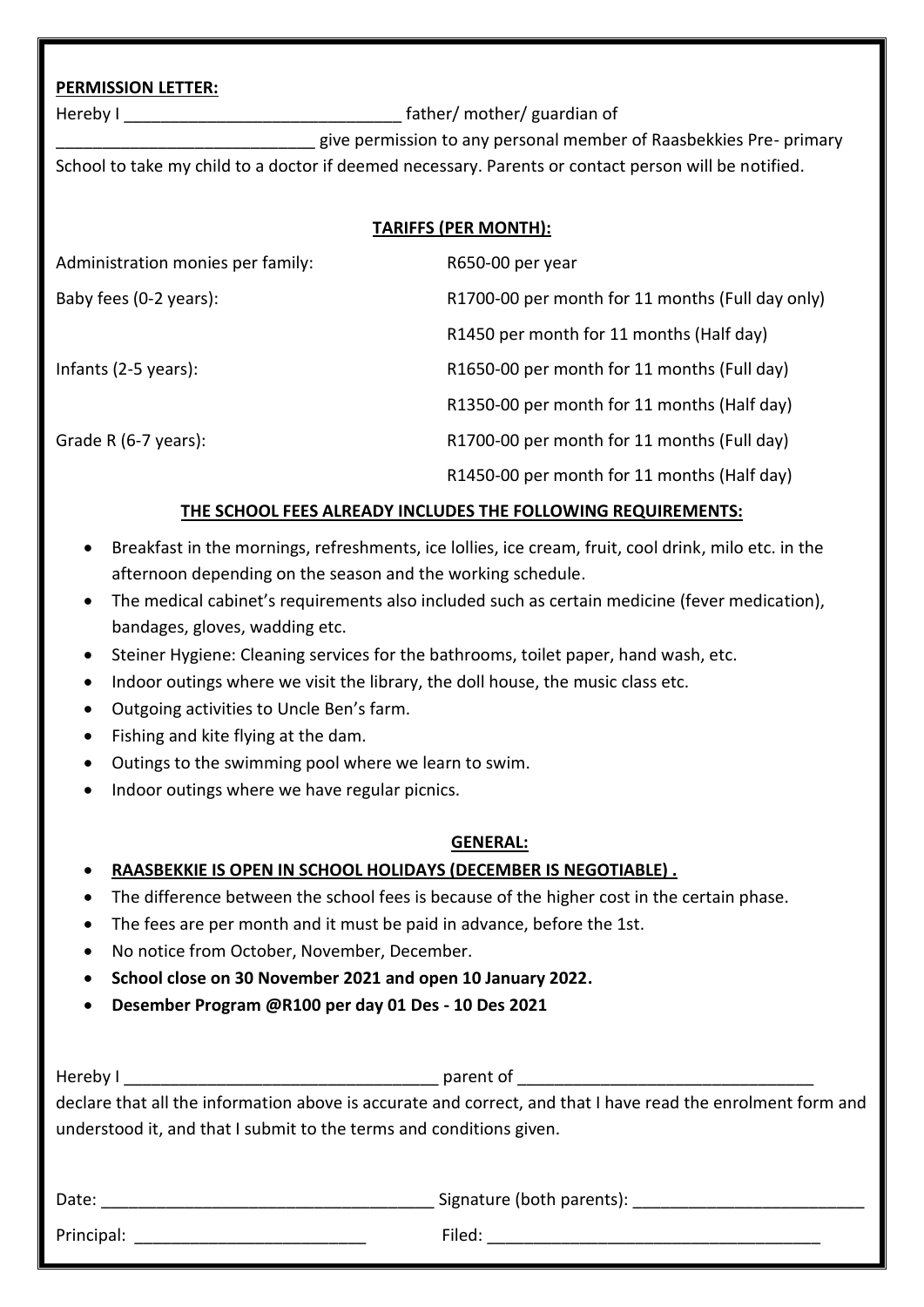**PERMISSION LETTER:**

Hereby I ______________________________ father/ mother/ guardian of ____________________________ give permission to any personal member of Raasbekkies Pre- primary School to take my child to a doctor if deemed necessary. Parents or contact person will be notified.

**TARIFFS (PER MONTH):**

| | |
|---|---|
| Administration monies per family: | R650-00 per year |
| Baby fees (0-2 years): | R1700-00 per month for 11 months (Full day only) |
| | R1450 per month for 11 months (Half day) |
| Infants (2-5 years): | R1650-00 per month for 11 months (Full day) |
| | R1350-00 per month for 11 months (Half day) |
| Grade R (6-7 years): | R1700-00 per month for 11 months (Full day) |
| | R1450-00 per month for 11 months (Half day) |

**THE SCHOOL FEES ALREADY INCLUDES THE FOLLOWING REQUIREMENTS:**

- Breakfast in the mornings, refreshments, ice lollies, ice cream, fruit, cool drink, milo etc. in the afternoon depending on the season and the working schedule.
- The medical cabinet's requirements also included such as certain medicine (fever medication), bandages, gloves, wadding etc.
- Steiner Hygiene: Cleaning services for the bathrooms, toilet paper, hand wash, etc.
- Indoor outings where we visit the library, the doll house, the music class etc.
- Outgoing activities to Uncle Ben's farm.
- Fishing and kite flying at the dam.
- Outings to the swimming pool where we learn to swim.
- Indoor outings where we have regular picnics.

**GENERAL:**

- **RAASBEKKIE IS OPEN IN SCHOOL HOLIDAYS (DECEMBER IS NEGOTIABLE) .**
- The difference between the school fees is because of the higher cost in the certain phase.
- The fees are per month and it must be paid in advance, before the 1st.
- No notice from October, November, December.
- **School close on 30 November 2021 and open 10 January 2022.**
- **Desember Program @R100 per day 01 Des - 10 Des 2021**

Hereby I __________________________________ parent of ________________________________ declare that all the information above is accurate and correct, and that I have read the enrolment form and understood it, and that I submit to the terms and conditions given.

Date: ___________________________________ Signature (both parents): ________________________

Principal: _________________________ Filed: ____________________________________